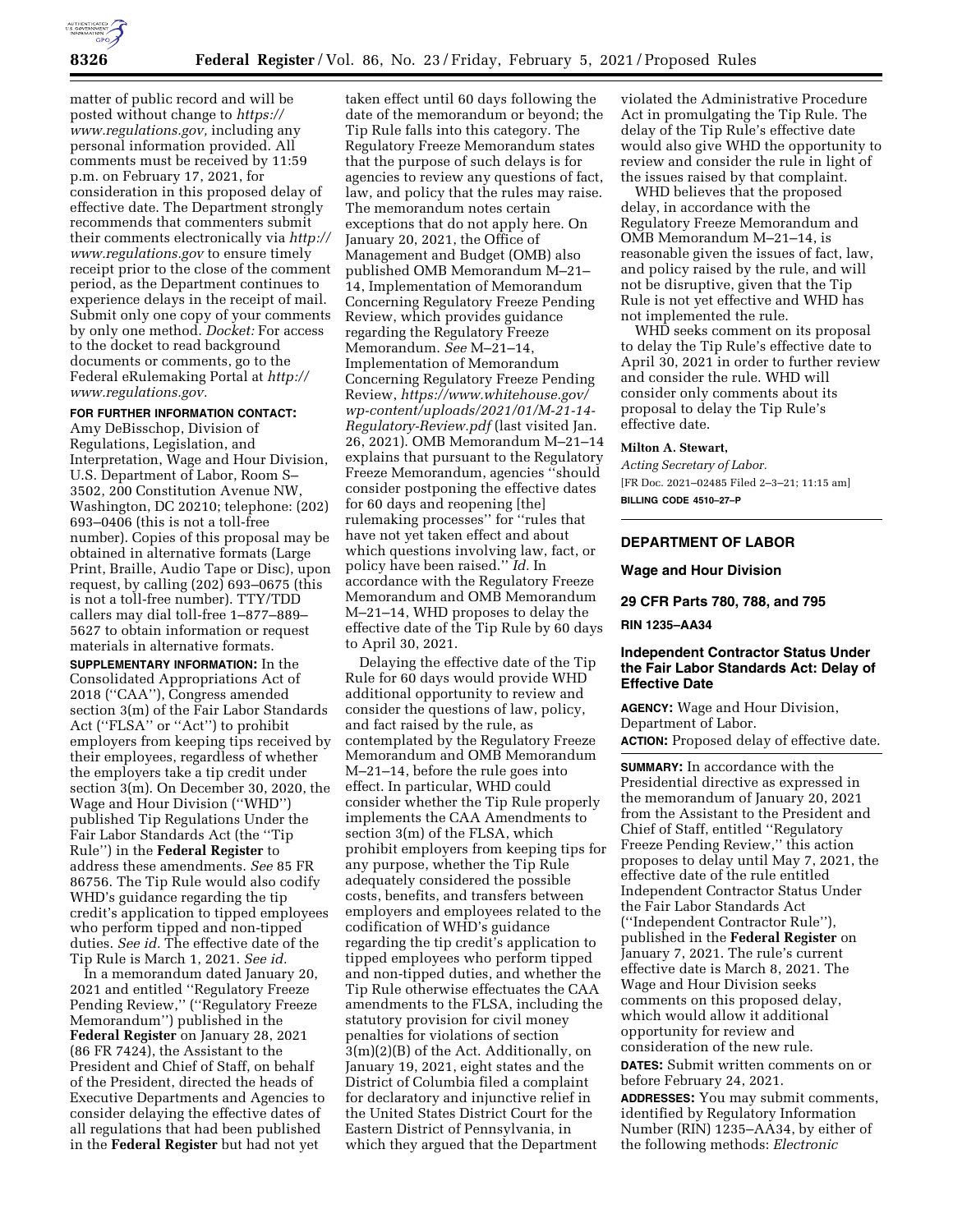matter of public record and will be posted without change to *https://www.regulations.gov,* including any personal information provided. All comments must be received by 11:59 p.m. on February 17, 2021, for consideration in this proposed delay of effective date. The Department strongly recommends that commenters submit their comments electronically via *http://www.regulations.gov* to ensure timely receipt prior to the close of the comment period, as the Department continues to experience delays in the receipt of mail. Submit only one copy of your comments by only one method. *Docket:* For access to the docket to read background documents or comments, go to the Federal eRulemaking Portal at *http://www.regulations.gov.*

**FOR FURTHER INFORMATION CONTACT:** Amy DeBisschop, Division of Regulations, Legislation, and Interpretation, Wage and Hour Division, U.S. Department of Labor, Room S–3502, 200 Constitution Avenue NW, Washington, DC 20210; telephone: (202) 693–0406 (this is not a toll-free number). Copies of this proposal may be obtained in alternative formats (Large Print, Braille, Audio Tape or Disc), upon request, by calling (202) 693–0675 (this is not a toll-free number). TTY/TDD callers may dial toll-free 1–877–889–5627 to obtain information or request materials in alternative formats.

**SUPPLEMENTARY INFORMATION:** In the Consolidated Appropriations Act of 2018 (''CAA''), Congress amended section 3(m) of the Fair Labor Standards Act (''FLSA'' or ''Act'') to prohibit employers from keeping tips received by their employees, regardless of whether the employers take a tip credit under section 3(m). On December 30, 2020, the Wage and Hour Division (''WHD'') published Tip Regulations Under the Fair Labor Standards Act (the ''Tip Rule'') in the **Federal Register** to address these amendments. *See* 85 FR 86756. The Tip Rule would also codify WHD's guidance regarding the tip credit's application to tipped employees who perform tipped and non-tipped duties. *See id.* The effective date of the Tip Rule is March 1, 2021. *See id.*

In a memorandum dated January 20, 2021 and entitled ''Regulatory Freeze Pending Review,'' (''Regulatory Freeze Memorandum'') published in the **Federal Register** on January 28, 2021 (86 FR 7424), the Assistant to the President and Chief of Staff, on behalf of the President, directed the heads of Executive Departments and Agencies to consider delaying the effective dates of all regulations that had been published in the **Federal Register** but had not yet taken effect until 60 days following the date of the memorandum or beyond; the Tip Rule falls into this category. The Regulatory Freeze Memorandum states that the purpose of such delays is for agencies to review any questions of fact, law, and policy that the rules may raise. The memorandum notes certain exceptions that do not apply here. On January 20, 2021, the Office of Management and Budget (OMB) also published OMB Memorandum M–21–14, Implementation of Memorandum Concerning Regulatory Freeze Pending Review, which provides guidance regarding the Regulatory Freeze Memorandum. *See* M–21–14, Implementation of Memorandum Concerning Regulatory Freeze Pending Review, *https://www.whitehouse.gov/wp-content/uploads/2021/01/M-21-14-Regulatory-Review.pdf* (last visited Jan. 26, 2021). OMB Memorandum M–21–14 explains that pursuant to the Regulatory Freeze Memorandum, agencies ''should consider postponing the effective dates for 60 days and reopening [the] rulemaking processes'' for ''rules that have not yet taken effect and about which questions involving law, fact, or policy have been raised.'' *Id.* In accordance with the Regulatory Freeze Memorandum and OMB Memorandum M–21–14, WHD proposes to delay the effective date of the Tip Rule by 60 days to April 30, 2021.

Delaying the effective date of the Tip Rule for 60 days would provide WHD additional opportunity to review and consider the questions of law, policy, and fact raised by the rule, as contemplated by the Regulatory Freeze Memorandum and OMB Memorandum M–21–14, before the rule goes into effect. In particular, WHD could consider whether the Tip Rule properly implements the CAA Amendments to section 3(m) of the FLSA, which prohibit employers from keeping tips for any purpose, whether the Tip Rule adequately considered the possible costs, benefits, and transfers between employers and employees related to the codification of WHD's guidance regarding the tip credit's application to tipped employees who perform tipped and non-tipped duties, and whether the Tip Rule otherwise effectuates the CAA amendments to the FLSA, including the statutory provision for civil money penalties for violations of section 3(m)(2)(B) of the Act. Additionally, on January 19, 2021, eight states and the District of Columbia filed a complaint for declaratory and injunctive relief in the United States District Court for the Eastern District of Pennsylvania, in which they argued that the Department violated the Administrative Procedure Act in promulgating the Tip Rule. The delay of the Tip Rule's effective date would also give WHD the opportunity to review and consider the rule in light of the issues raised by that complaint.

WHD believes that the proposed delay, in accordance with the Regulatory Freeze Memorandum and OMB Memorandum M–21–14, is reasonable given the issues of fact, law, and policy raised by the rule, and will not be disruptive, given that the Tip Rule is not yet effective and WHD has not implemented the rule.

WHD seeks comment on its proposal to delay the Tip Rule's effective date to April 30, 2021 in order to further review and consider the rule. WHD will consider only comments about its proposal to delay the Tip Rule's effective date.

**Milton A. Stewart,**

*Acting Secretary of Labor.*

[FR Doc. 2021–02485 Filed 2–3–21; 11:15 am]

**BILLING CODE 4510–27–P**

---

## DEPARTMENT OF LABOR

### Wage and Hour Division

### 29 CFR Parts 780, 788, and 795

**RIN 1235–AA34**

## Independent Contractor Status Under the Fair Labor Standards Act: Delay of Effective Date

**AGENCY:** Wage and Hour Division, Department of Labor.

**ACTION:** Proposed delay of effective date.

**SUMMARY:** In accordance with the Presidential directive as expressed in the memorandum of January 20, 2021 from the Assistant to the President and Chief of Staff, entitled ''Regulatory Freeze Pending Review,'' this action proposes to delay until May 7, 2021, the effective date of the rule entitled Independent Contractor Status Under the Fair Labor Standards Act (''Independent Contractor Rule''), published in the **Federal Register** on January 7, 2021. The rule's current effective date is March 8, 2021. The Wage and Hour Division seeks comments on this proposed delay, which would allow it additional opportunity for review and consideration of the new rule.

**DATES:** Submit written comments on or before February 24, 2021.

**ADDRESSES:** You may submit comments, identified by Regulatory Information Number (RIN) 1235–AA34, by either of the following methods: *Electronic*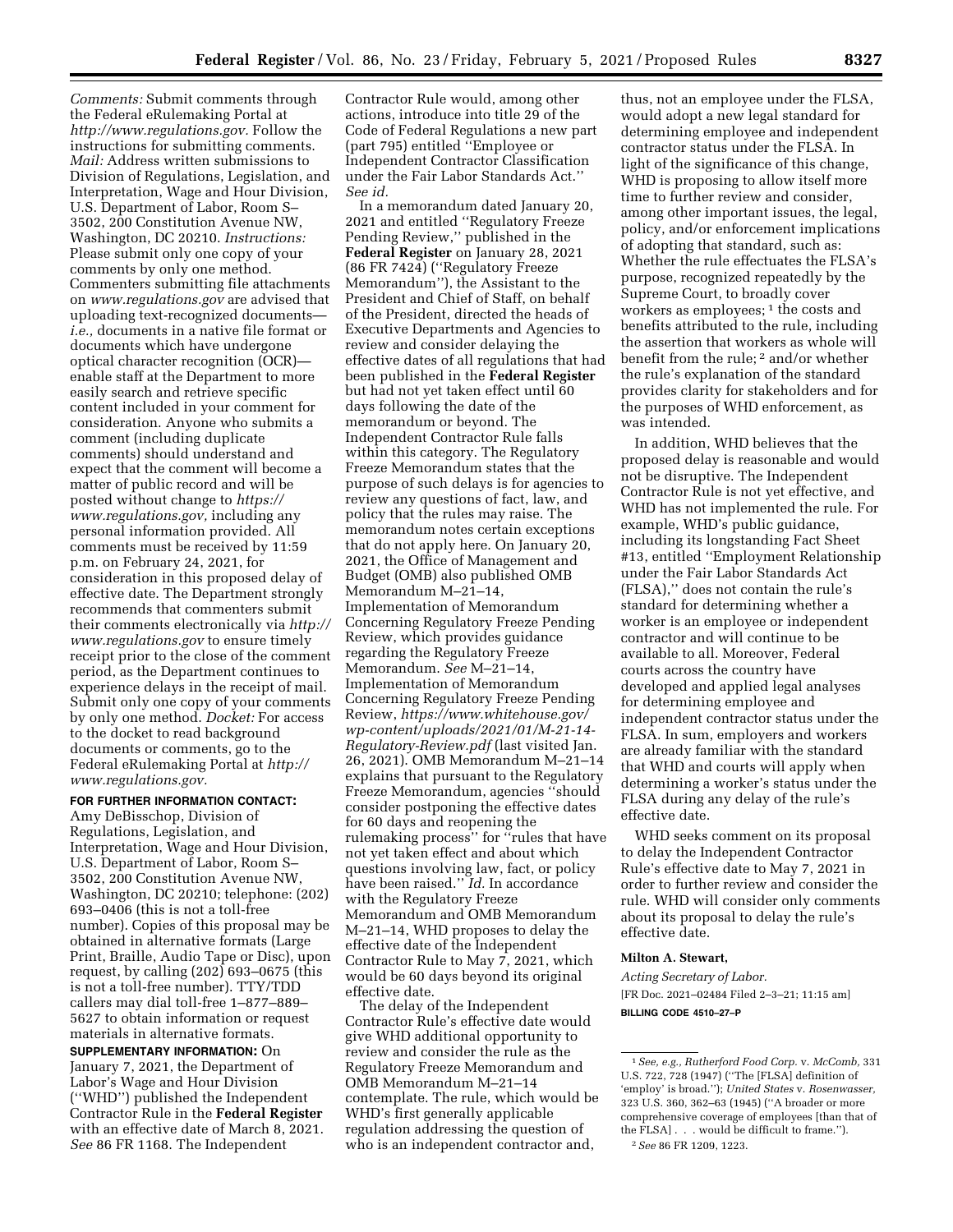*Comments:* Submit comments through the Federal eRulemaking Portal at *http://www.regulations.gov.* Follow the instructions for submitting comments. *Mail:* Address written submissions to Division of Regulations, Legislation, and Interpretation, Wage and Hour Division, U.S. Department of Labor, Room S–3502, 200 Constitution Avenue NW, Washington, DC 20210. *Instructions:* Please submit only one copy of your comments by only one method. Commenters submitting file attachments on *www.regulations.gov* are advised that uploading text-recognized documents—*i.e.,* documents in a native file format or documents which have undergone optical character recognition (OCR)—enable staff at the Department to more easily search and retrieve specific content included in your comment for consideration. Anyone who submits a comment (including duplicate comments) should understand and expect that the comment will become a matter of public record and will be posted without change to *https://www.regulations.gov,* including any personal information provided. All comments must be received by 11:59 p.m. on February 24, 2021, for consideration in this proposed delay of effective date. The Department strongly recommends that commenters submit their comments electronically via *http://www.regulations.gov* to ensure timely receipt prior to the close of the comment period, as the Department continues to experience delays in the receipt of mail. Submit only one copy of your comments by only one method. *Docket:* For access to the docket to read background documents or comments, go to the Federal eRulemaking Portal at *http://www.regulations.gov.*

**FOR FURTHER INFORMATION CONTACT:** Amy DeBisschop, Division of Regulations, Legislation, and Interpretation, Wage and Hour Division, U.S. Department of Labor, Room S–3502, 200 Constitution Avenue NW, Washington, DC 20210; telephone: (202) 693–0406 (this is not a toll-free number). Copies of this proposal may be obtained in alternative formats (Large Print, Braille, Audio Tape or Disc), upon request, by calling (202) 693–0675 (this is not a toll-free number). TTY/TDD callers may dial toll-free 1–877–889–5627 to obtain information or request materials in alternative formats.

**SUPPLEMENTARY INFORMATION:** On January 7, 2021, the Department of Labor's Wage and Hour Division (''WHD'') published the Independent Contractor Rule in the **Federal Register** with an effective date of March 8, 2021. *See* 86 FR 1168. The Independent Contractor Rule would, among other actions, introduce into title 29 of the Code of Federal Regulations a new part (part 795) entitled ''Employee or Independent Contractor Classification under the Fair Labor Standards Act.'' *See id.*

In a memorandum dated January 20, 2021 and entitled ''Regulatory Freeze Pending Review,'' published in the **Federal Register** on January 28, 2021 (86 FR 7424) (''Regulatory Freeze Memorandum''), the Assistant to the President and Chief of Staff, on behalf of the President, directed the heads of Executive Departments and Agencies to review and consider delaying the effective dates of all regulations that had been published in the **Federal Register** but had not yet taken effect until 60 days following the date of the memorandum or beyond. The Independent Contractor Rule falls within this category. The Regulatory Freeze Memorandum states that the purpose of such delays is for agencies to review any questions of fact, law, and policy that the rules may raise. The memorandum notes certain exceptions that do not apply here. On January 20, 2021, the Office of Management and Budget (OMB) also published OMB Memorandum M–21–14, Implementation of Memorandum Concerning Regulatory Freeze Pending Review, which provides guidance regarding the Regulatory Freeze Memorandum. *See* M–21–14, Implementation of Memorandum Concerning Regulatory Freeze Pending Review, *https://www.whitehouse.gov/wp-content/uploads/2021/01/M-21-14-Regulatory-Review.pdf* (last visited Jan. 26, 2021). OMB Memorandum M–21–14 explains that pursuant to the Regulatory Freeze Memorandum, agencies ''should consider postponing the effective dates for 60 days and reopening the rulemaking process'' for ''rules that have not yet taken effect and about which questions involving law, fact, or policy have been raised.'' *Id.* In accordance with the Regulatory Freeze Memorandum and OMB Memorandum M–21–14, WHD proposes to delay the effective date of the Independent Contractor Rule to May 7, 2021, which would be 60 days beyond its original effective date.

The delay of the Independent Contractor Rule's effective date would give WHD additional opportunity to review and consider the rule as the Regulatory Freeze Memorandum and OMB Memorandum M–21–14 contemplate. The rule, which would be WHD's first generally applicable regulation addressing the question of who is an independent contractor and, thus, not an employee under the FLSA, would adopt a new legal standard for determining employee and independent contractor status under the FLSA. In light of the significance of this change, WHD is proposing to allow itself more time to further review and consider, among other important issues, the legal, policy, and/or enforcement implications of adopting that standard, such as: Whether the rule effectuates the FLSA's purpose, recognized repeatedly by the Supreme Court, to broadly cover workers as employees; [1] the costs and benefits attributed to the rule, including the assertion that workers as whole will benefit from the rule; [2] and/or whether the rule's explanation of the standard provides clarity for stakeholders and for the purposes of WHD enforcement, as was intended.

In addition, WHD believes that the proposed delay is reasonable and would not be disruptive. The Independent Contractor Rule is not yet effective, and WHD has not implemented the rule. For example, WHD's public guidance, including its longstanding Fact Sheet #13, entitled ''Employment Relationship under the Fair Labor Standards Act (FLSA),'' does not contain the rule's standard for determining whether a worker is an employee or independent contractor and will continue to be available to all. Moreover, Federal courts across the country have developed and applied legal analyses for determining employee and independent contractor status under the FLSA. In sum, employers and workers are already familiar with the standard that WHD and courts will apply when determining a worker's status under the FLSA during any delay of the rule's effective date.

WHD seeks comment on its proposal to delay the Independent Contractor Rule's effective date to May 7, 2021 in order to further review and consider the rule. WHD will consider only comments about its proposal to delay the rule's effective date.

**Milton A. Stewart,**

*Acting Secretary of Labor.*

[FR Doc. 2021–02484 Filed 2–3–21; 11:15 am]

**BILLING CODE 4510–27–P**

---

[1] *See, e.g., Rutherford Food Corp.* v. *McComb,* 331 U.S. 722, 728 (1947) (''The [FLSA] definition of 'employ' is broad.''); *United States* v. *Rosenwasser,* 323 U.S. 360, 362–63 (1945) (''A broader or more comprehensive coverage of employees [than that of the FLSA] . . . would be difficult to frame.'').

[2] *See* 86 FR 1209, 1223.